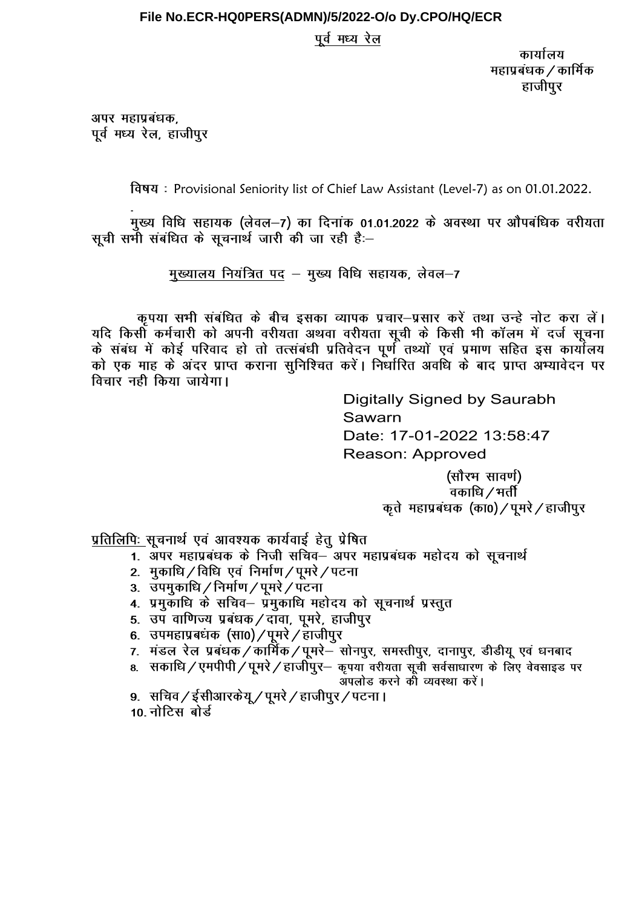**File No.ECR-HQ0PERS(ADMN)/5/2022-O/o Dy.CPO/HQ/ECR**

<u>पूर्व मध्य रेल</u>

कार्यालय
महाप्रबंधक/कार्मिक
हाजीपुर

अपर महाप्रबंधक,
पूर्व मध्य रेल, हाजीपुर

विषय : Provisional Seniority list of Chief Law Assistant (Level-7) as on 01.01.2022.

मुख्य विधि सहायक (लेवल–7) का दिनांक 01.01.2022 के अवस्था पर औपबंधिक वरीयता सूची सभी संबंधित के सूचनार्थ जारी की जा रही हैः–

<u>मुख्यालय नियंत्रित पद</u> – मुख्य विधि सहायक, लेवल–7

कृपया सभी संबंधित के बीच इसका व्यापक प्रचार–प्रसार करें तथा उन्हे नोट करा लें। यदि किसी कर्मचारी को अपनी वरीयता अथवा वरीयता सूची के किसी भी कॉलम में दर्ज सूचना के संबंध में कोई परिवाद हो तो तत्संबंधी प्रतिवेदन पूर्ण तथ्यों एवं प्रमाण सहित इस कार्यालय को एक माह के अंदर प्राप्त कराना सुनिश्चित करें। निर्धारित अवधि के बाद प्राप्त अभ्यावेदन पर विचार नही किया जायेगा।

Digitally Signed by Saurabh Sawarn
Date: 17-01-2022 13:58:47
Reason: Approved

(सौरभ सावर्ण)
वकाधि/भर्ती
कृते महाप्रबंधक (का0)/पूमरे/हाजीपुर

<u>प्रतिलिपिः</u> सूचनार्थ एवं आवश्यक कार्यवाई हेतु प्रेषित

1. अपर महाप्रबंधक के निजी सचिव– अपर महाप्रबंधक महोदय को सूचनार्थ
2. मुकाधि/विधि एवं निर्माण/पूमरे/पटना
3. उपमुकाधि/निर्माण/पूमरे/पटना
4. प्रमुकाधि के सचिव– प्रमुकाधि महोदय को सूचनार्थ प्रस्तुत
5. उप वाणिज्य प्रबंधक/दावा, पूमरे, हाजीपुर
6. उपमहाप्रबधंक (सा0)/पूमरे/हाजीपुर
7. मंडल रेल प्रबंधक/कार्मिक/पूमरे– सोनपुर, समस्तीपुर, दानापुर, डीडीयू एवं धनबाद
8. सकाधि/एमपीपी/पूमरे/हाजीपुर– कृपया वरीयता सूची सर्वसाधारण के लिए वेवसाइड पर अपलोड करने की व्यवस्था करें।
9. सचिव/ईसीआरकेयू/पूमरे/हाजीपुर/पटना।
10. नोटिस बोर्ड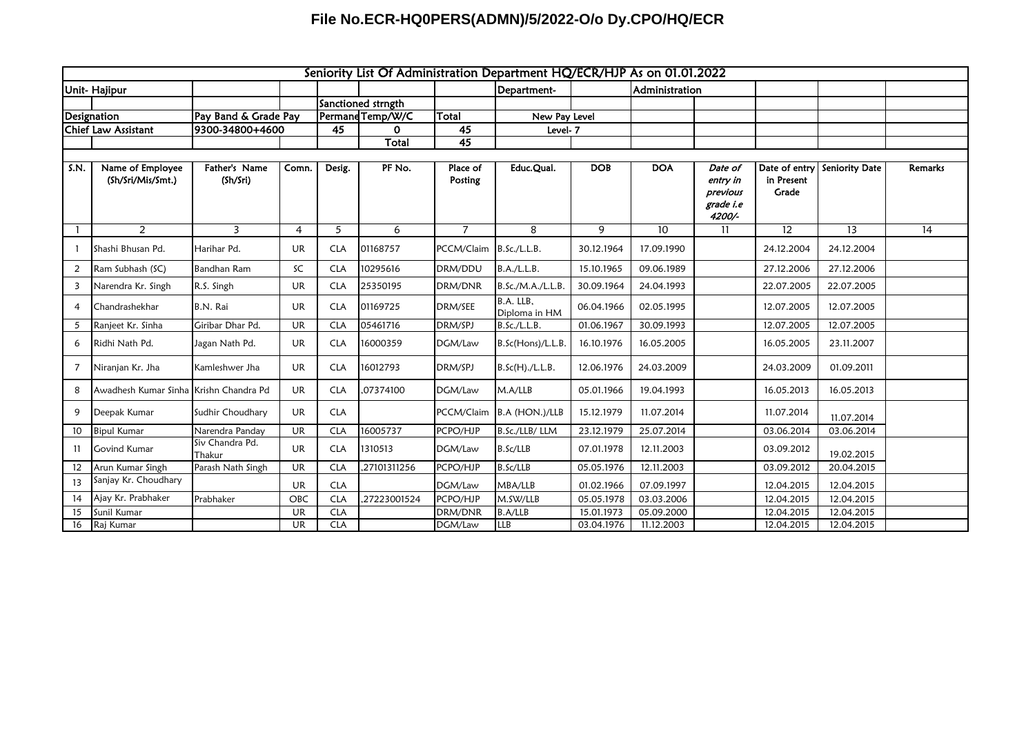**File No.ECR-HQ0PERS(ADMN)/5/2022-O/o Dy.CPO/HQ/ECR**

## Seniority List Of Administration Department HQ/ECR/HJP As on 01.01.2022

| Unit- Hajipur | | | | | | Department- | | Administration | | | |
|---|---|---|---|---|---|---|---|---|---|---|---|
| | | | Sanctioned strngth | | | | | | | | |
| Designation | Pay Band & Grade Pay | | Permane | Temp/W/C | Total | New Pay Level | | | | | |
| Chief Law Assistant | 9300-34800+4600 | | 45 | 0 | 45 | Level- 7 | | | | | |
| | | | | Total | 45 | | | | | | |

| S.N. | Name of Employee (Sh/Sri/Mis/Smt.) | Father's Name (Sh/Sri) | Comn. | Desig. | PF No. | Place of Posting | Educ.Qual. | DOB | DOA | *Date of entry in previous grade i.e 4200/-* | Date of entry in Present Grade | Seniority Date | Remarks |
|---|---|---|---|---|---|---|---|---|---|---|---|---|---|
| 1 | 2 | 3 | 4 | 5 | 6 | 7 | 8 | 9 | 10 | 11 | 12 | 13 | 14 |
| 1 | Shashi Bhusan Pd. | Harihar Pd. | UR | CLA | 01168757 | PCCM/Claim | B.Sc./L.L.B. | 30.12.1964 | 17.09.1990 | | 24.12.2004 | 24.12.2004 | |
| 2 | Ram Subhash (SC) | Bandhan Ram | SC | CLA | 10295616 | DRM/DDU | B.A./L.L.B. | 15.10.1965 | 09.06.1989 | | 27.12.2006 | 27.12.2006 | |
| 3 | Narendra Kr. Singh | R.S. Singh | UR | CLA | 25350195 | DRM/DNR | B.Sc./M.A./L.L.B. | 30.09.1964 | 24.04.1993 | | 22.07.2005 | 22.07.2005 | |
| 4 | Chandrashekhar | B.N. Rai | UR | CLA | 01169725 | DRM/SEE | B.A. LLB, Diploma in HM | 06.04.1966 | 02.05.1995 | | 12.07.2005 | 12.07.2005 | |
| 5 | Ranjeet Kr. Sinha | Giribar Dhar Pd. | UR | CLA | 05461716 | DRM/SPJ | B.Sc./L.L.B. | 01.06.1967 | 30.09.1993 | | 12.07.2005 | 12.07.2005 | |
| 6 | Ridhi Nath Pd. | Jagan Nath Pd. | UR | CLA | 16000359 | DGM/Law | B.Sc(Hons)/L.L.B. | 16.10.1976 | 16.05.2005 | | 16.05.2005 | 23.11.2007 | |
| 7 | Niranjan Kr. Jha | Kamleshwer Jha | UR | CLA | 16012793 | DRM/SPJ | B.Sc(H)./L.L.B. | 12.06.1976 | 24.03.2009 | | 24.03.2009 | 01.09.2011 | |
| 8 | Awadhesh Kumar Sinha | Krishn Chandra Pd | UR | CLA | ,07374100 | DGM/Law | M.A/LLB | 05.01.1966 | 19.04.1993 | | 16.05.2013 | 16.05.2013 | |
| 9 | Deepak Kumar | Sudhir Choudhary | UR | CLA | | PCCM/Claim | B.A (HON.)/LLB | 15.12.1979 | 11.07.2014 | | 11.07.2014 | 11.07.2014 | |
| 10 | Bipul Kumar | Narendra Panday | UR | CLA | 16005737 | PCPO/HJP | B.Sc./LLB/ LLM | 23.12.1979 | 25.07.2014 | | 03.06.2014 | 03.06.2014 | |
| 11 | Govind Kumar | Siv Chandra Pd. Thakur | UR | CLA | 1310513 | DGM/Law | B.Sc/LLB | 07.01.1978 | 12.11.2003 | | 03.09.2012 | 19.02.2015 | |
| 12 | Arun Kumar Singh | Parash Nath Singh | UR | CLA | ,27101311256 | PCPO/HJP | B.Sc/LLB | 05.05.1976 | 12.11.2003 | | 03.09.2012 | 20.04.2015 | |
| 13 | Sanjay Kr. Choudhary | | UR | CLA | | DGM/Law | MBA/LLB | 01.02.1966 | 07.09.1997 | | 12.04.2015 | 12.04.2015 | |
| 14 | Ajay Kr. Prabhaker | Prabhaker | OBC | CLA | ,27223001524 | PCPO/HJP | M.SW/LLB | 05.05.1978 | 03.03.2006 | | 12.04.2015 | 12.04.2015 | |
| 15 | Sunil Kumar | | UR | CLA | | DRM/DNR | B.A/LLB | 15.01.1973 | 05.09.2000 | | 12.04.2015 | 12.04.2015 | |
| 16 | Raj Kumar | | UR | CLA | | DGM/Law | LLB | 03.04.1976 | 11.12.2003 | | 12.04.2015 | 12.04.2015 | |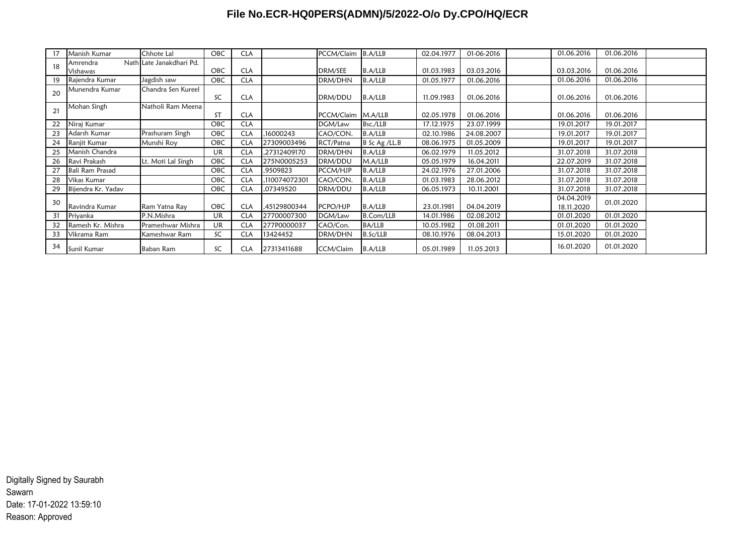# File No.ECR-HQ0PERS(ADMN)/5/2022-O/o Dy.CPO/HQ/ECR

| | | | | | | | | | | | | | |
|---|---|---|---|---|---|---|---|---|---|---|---|---|---|
| 17 | Manish Kumar | Chhote Lal | OBC | CLA | | PCCM/Claim | B.A/LLB | 02.04.1977 | 01-06-2016 | | 01.06.2016 | 01.06.2016 | |
| 18 | Amrendra Nath Vishawas | Late Janakdhari Pd. | OBC | CLA | | DRM/SEE | B.A/LLB | 01.03.1983 | 03.03.2016 | | 03.03.2016 | 01.06.2016 | |
| 19 | Rajendra Kumar | Jagdish saw | OBC | CLA | | DRM/DHN | B.A/LLB | 01.05.1977 | 01.06.2016 | | 01.06.2016 | 01.06.2016 | |
| 20 | Munendra Kumar | Chandra Sen Kureel | SC | CLA | | DRM/DDU | B.A/LLB | 11.09.1983 | 01.06.2016 | | 01.06.2016 | 01.06.2016 | |
| 21 | Mohan Singh | Natholi Ram Meena | ST | CLA | | PCCM/Claim | M.A/LLB | 02.05.1978 | 01.06.2016 | | 01.06.2016 | 01.06.2016 | |
| 22 | Niraj Kumar | | OBC | CLA | | DGM/Law | Bsc./LLB | 17.12.1975 | 23.07.1999 | | 19.01.2017 | 19.01.2017 | |
| 23 | Adarsh Kumar | Prashuram Singh | OBC | CLA | ,16000243 | CAO/CON. | B.A/LLB | 02.10.1986 | 24.08.2007 | | 19.01.2017 | 19.01.2017 | |
| 24 | Ranjit Kumar | Munshi Roy | OBC | CLA | 27309003496 | RCT/Patna | B Sc Ag /LL.B | 08.06.1975 | 01.05.2009 | | 19.01.2017 | 19.01.2017 | |
| 25 | Manish Chandra | | UR | CLA | ,27312409170 | DRM/DHN | B.A/LLB | 06.02.1979 | 11.05.2012 | | 31.07.2018 | 31.07.2018 | |
| 26 | Ravi Prakash | Lt. Moti Lal Singh | OBC | CLA | 275N0005253 | DRM/DDU | M.A/LLB | 05.05.1979 | 16.04.2011 | | 22.07.2019 | 31.07.2018 | |
| 27 | Bali Ram Prasad | | OBC | CLA | ,9509823 | PCCM/HJP | B.A/LLB | 24.02.1976 | 27.01.2006 | | 31.07.2018 | 31.07.2018 | |
| 28 | Vikas Kumar | | OBC | CLA | ,110074072301 | CAO/CON. | B.A/LLB | 01.03.1983 | 28.06.2012 | | 31.07.2018 | 31.07.2018 | |
| 29 | Bijendra Kr. Yadav | | OBC | CLA | ,07349520 | DRM/DDU | B.A/LLB | 06.05.1973 | 10.11.2001 | | 31.07.2018 | 31.07.2018 | |
| 30 | Ravindra Kumar | Ram Yatna Ray | OBC | CLA | ,45129800344 | PCPO/HJP | B.A/LLB | 23.01.1981 | 04.04.2019 | | 04.04.2019 18.11.2020 | 01.01.2020 | |
| 31 | Priyanka | P.N.Mishra | UR | CLA | 27700007300 | DGM/Law | B.Com/LLB | 14.01.1986 | 02.08.2012 | | 01.01.2020 | 01.01.2020 | |
| 32 | Ramesh Kr. Mishra | Prameshwar Mishra | UR | CLA | 277P0000037 | CAO/Con. | BA/LLB | 10.05.1982 | 01.08.2011 | | 01.01.2020 | 01.01.2020 | |
| 33 | Vikrama Ram | Kameshwar Ram | SC | CLA | 13424452 | DRM/DHN | B.Sc/LLB | 08.10.1976 | 08.04.2013 | | 15.01.2020 | 01.01.2020 | |
| 34 | Sunil Kumar | Baban Ram | SC | CLA | 27313411688 | CCM/Claim | B.A/LLB | 05.01.1989 | 11.05.2013 | | 16.01.2020 | 01.01.2020 | |

Digitally Signed by Saurabh Sawarn
Date: 17-01-2022 13:59:10
Reason: Approved